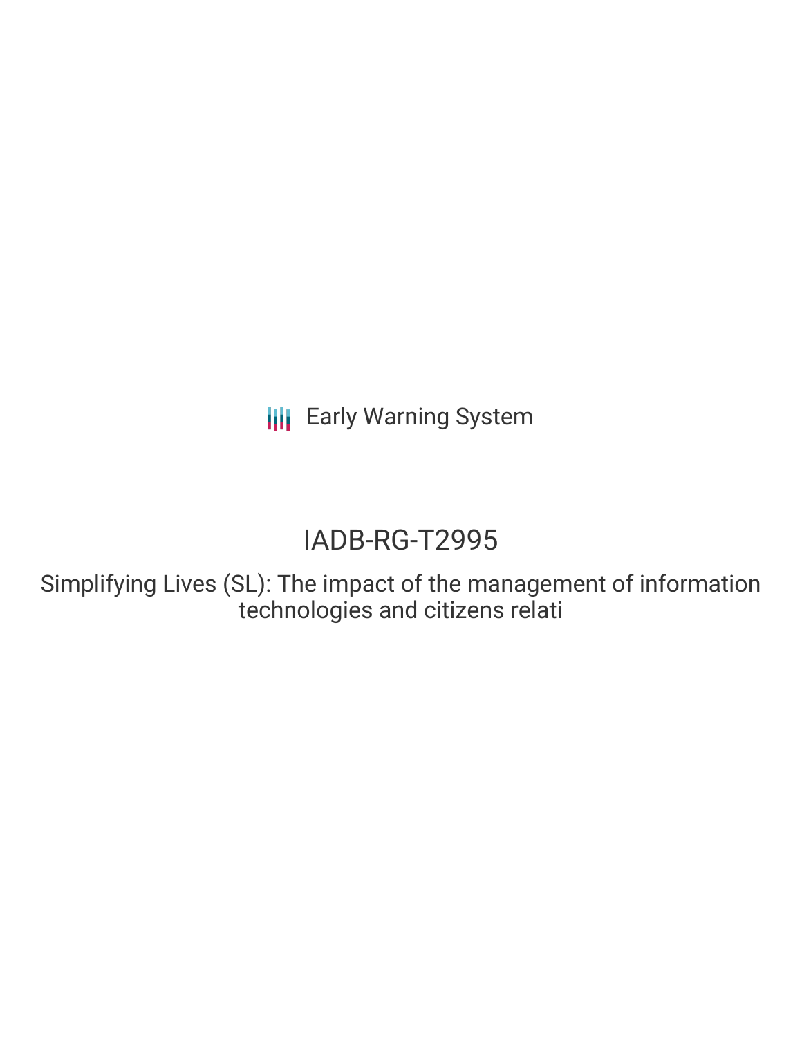Early Warning System

# IADB-RG-T2995

Simplifying Lives (SL): The impact of the management of information technologies and citizens relati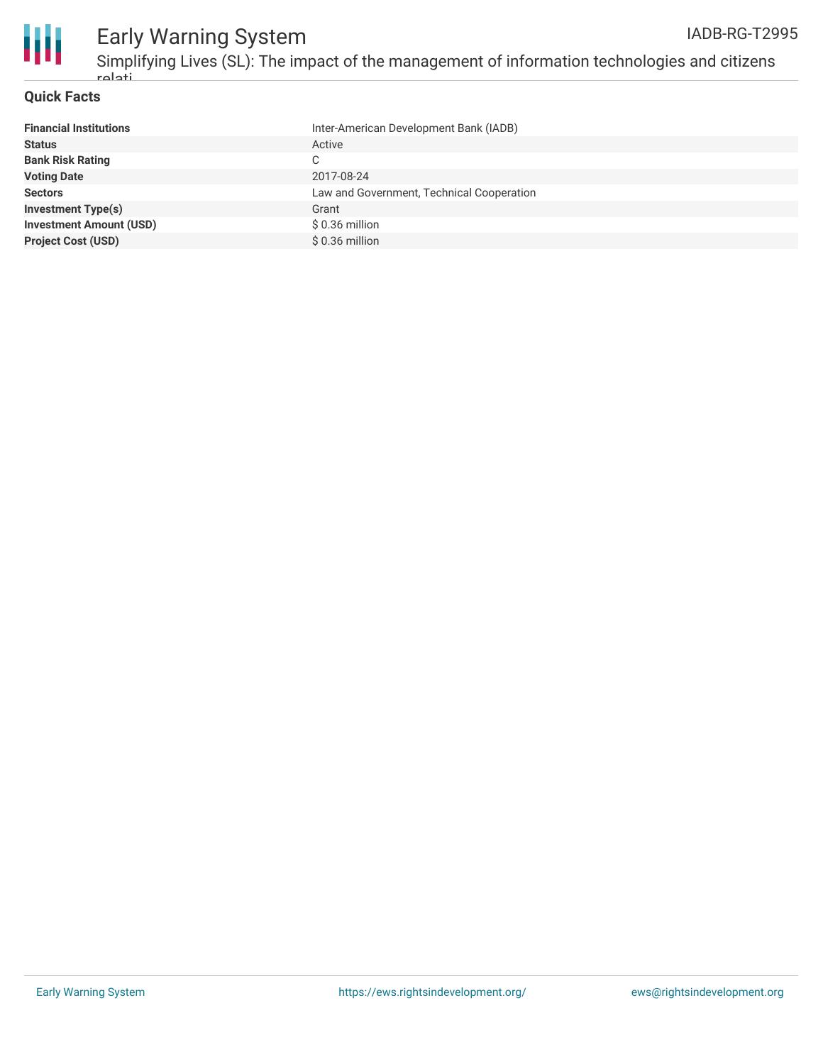## Quick Facts

| | |
|---|---|
| **Financial Institutions** | Inter-American Development Bank (IADB) |
| **Status** | Active |
| **Bank Risk Rating** | C |
| **Voting Date** | 2017-08-24 |
| **Sectors** | Law and Government, Technical Cooperation |
| **Investment Type(s)** | Grant |
| **Investment Amount (USD)** | $ 0.36 million |
| **Project Cost (USD)** | $ 0.36 million |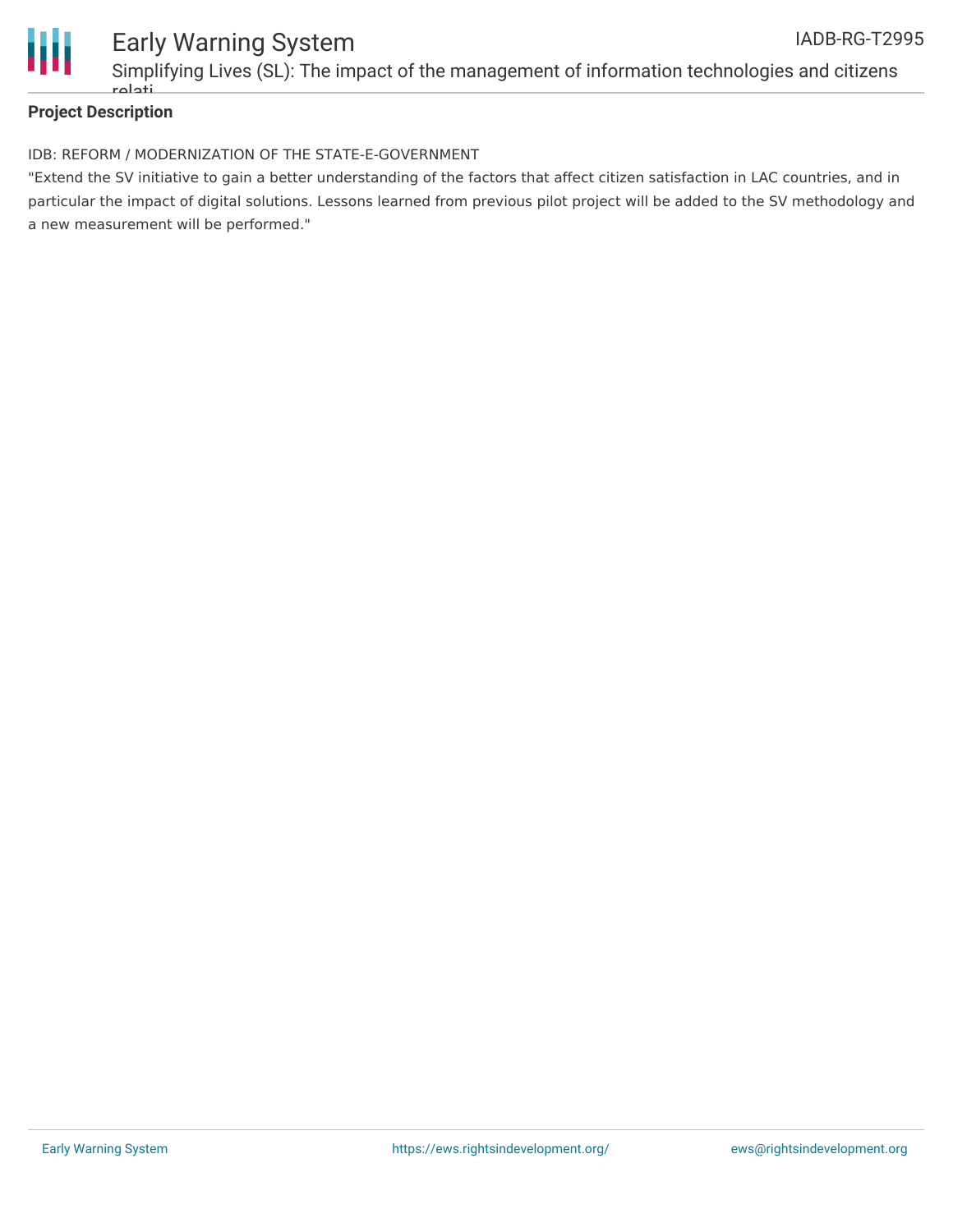**Project Description**

IDB: REFORM / MODERNIZATION OF THE STATE-E-GOVERNMENT

"Extend the SV initiative to gain a better understanding of the factors that affect citizen satisfaction in LAC countries, and in particular the impact of digital solutions. Lessons learned from previous pilot project will be added to the SV methodology and a new measurement will be performed."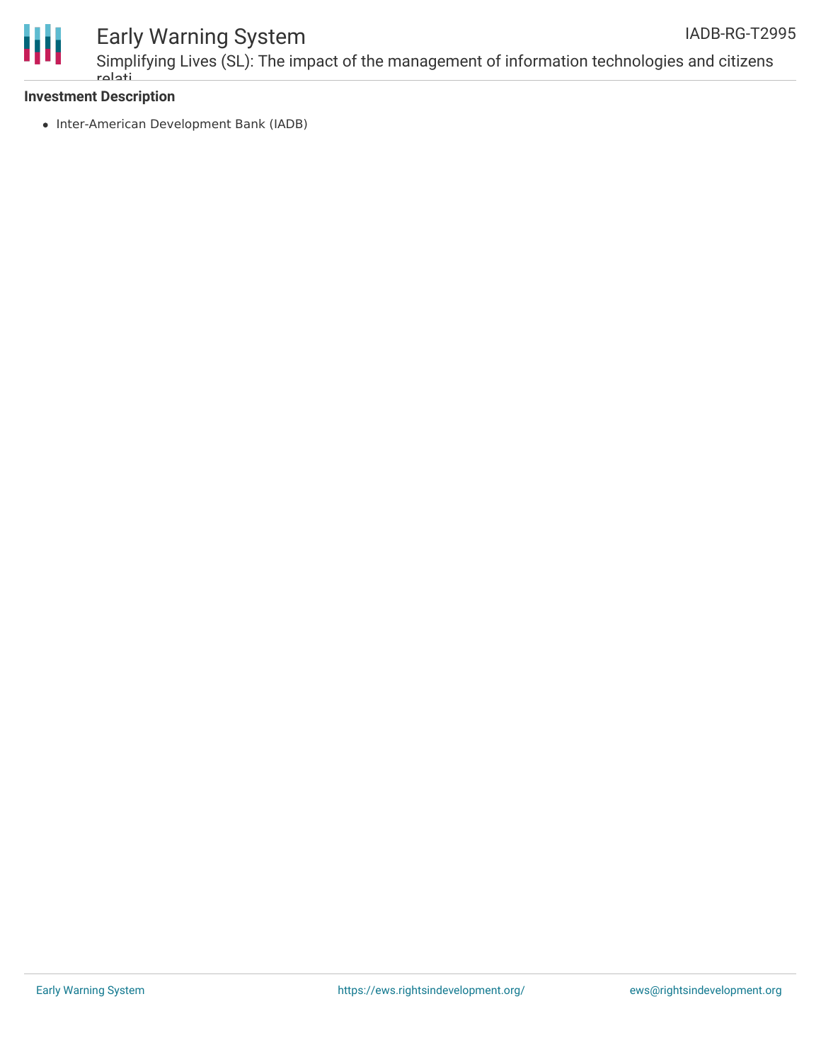**Investment Description**

- Inter-American Development Bank (IADB)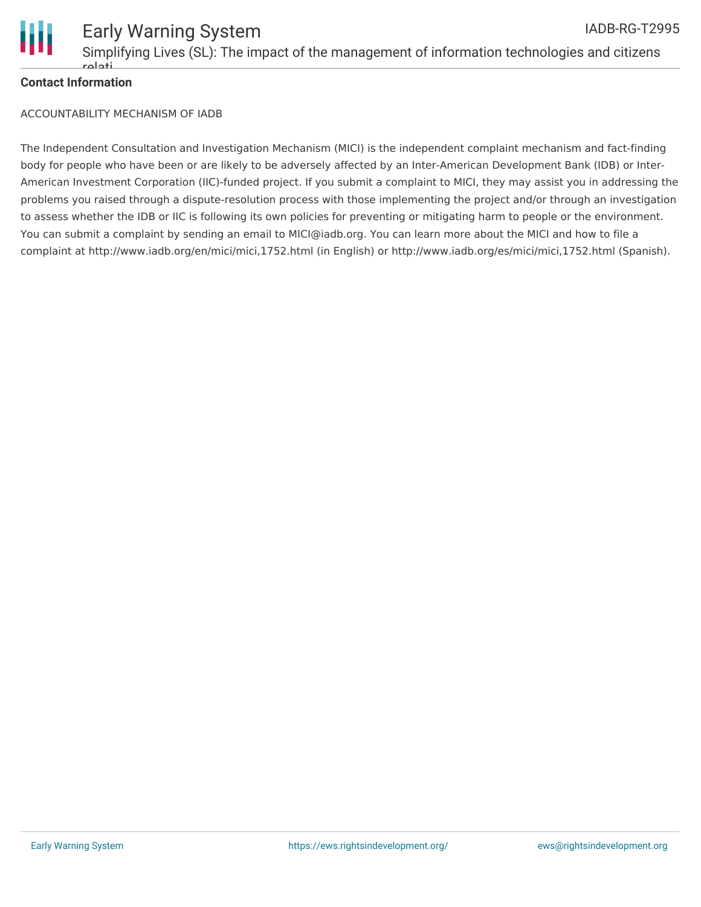**Contact Information**

ACCOUNTABILITY MECHANISM OF IADB

The Independent Consultation and Investigation Mechanism (MICI) is the independent complaint mechanism and fact-finding body for people who have been or are likely to be adversely affected by an Inter-American Development Bank (IDB) or Inter-American Investment Corporation (IIC)-funded project. If you submit a complaint to MICI, they may assist you in addressing the problems you raised through a dispute-resolution process with those implementing the project and/or through an investigation to assess whether the IDB or IIC is following its own policies for preventing or mitigating harm to people or the environment. You can submit a complaint by sending an email to MICI@iadb.org. You can learn more about the MICI and how to file a complaint at http://www.iadb.org/en/mici/mici,1752.html (in English) or http://www.iadb.org/es/mici/mici,1752.html (Spanish).